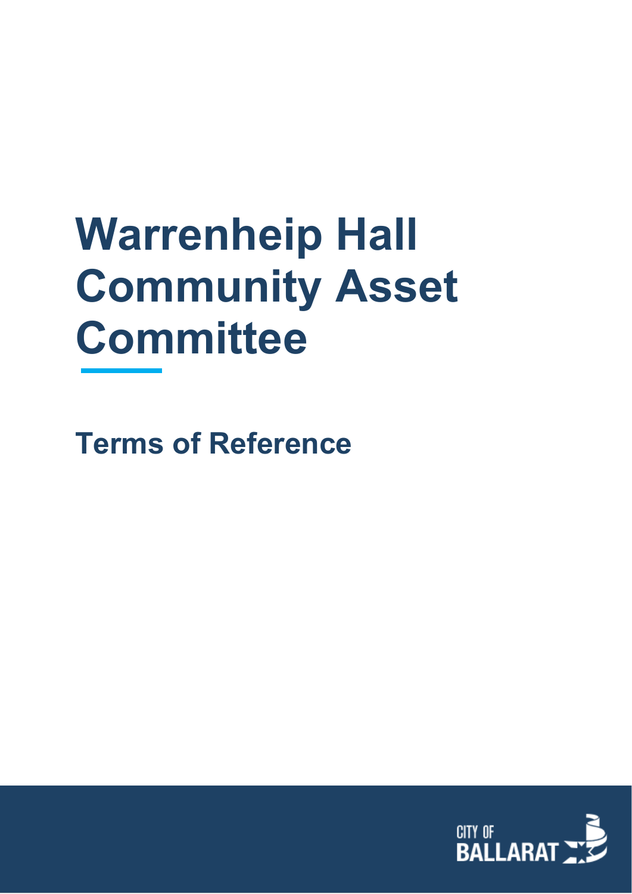# Warrenheip Hall Community Asset Committee

## Terms of Reference

CITY OF BALLARAT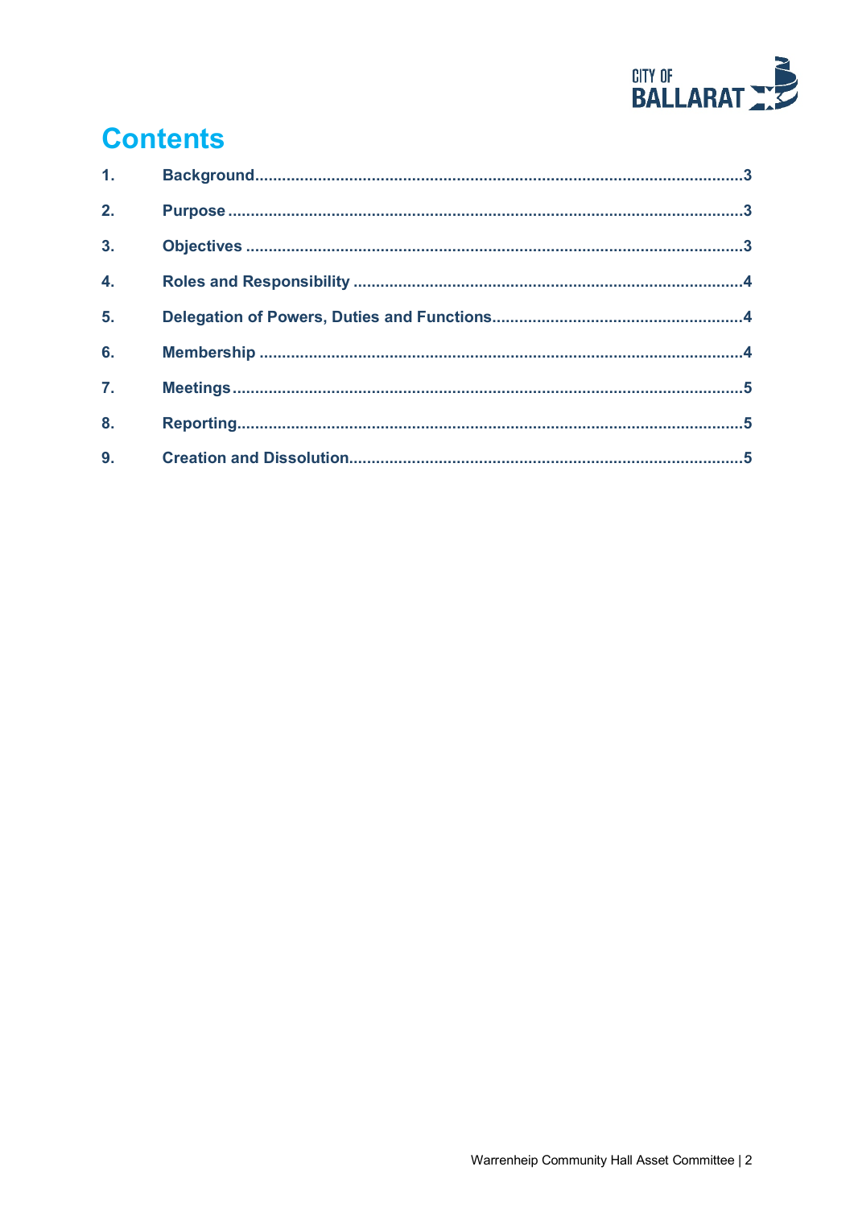# Contents

| | | |
|---|---|---|
| 1. | Background | 3 |
| 2. | Purpose | 3 |
| 3. | Objectives | 3 |
| 4. | Roles and Responsibility | 4 |
| 5. | Delegation of Powers, Duties and Functions | 4 |
| 6. | Membership | 4 |
| 7. | Meetings | 5 |
| 8. | Reporting | 5 |
| 9. | Creation and Dissolution | 5 |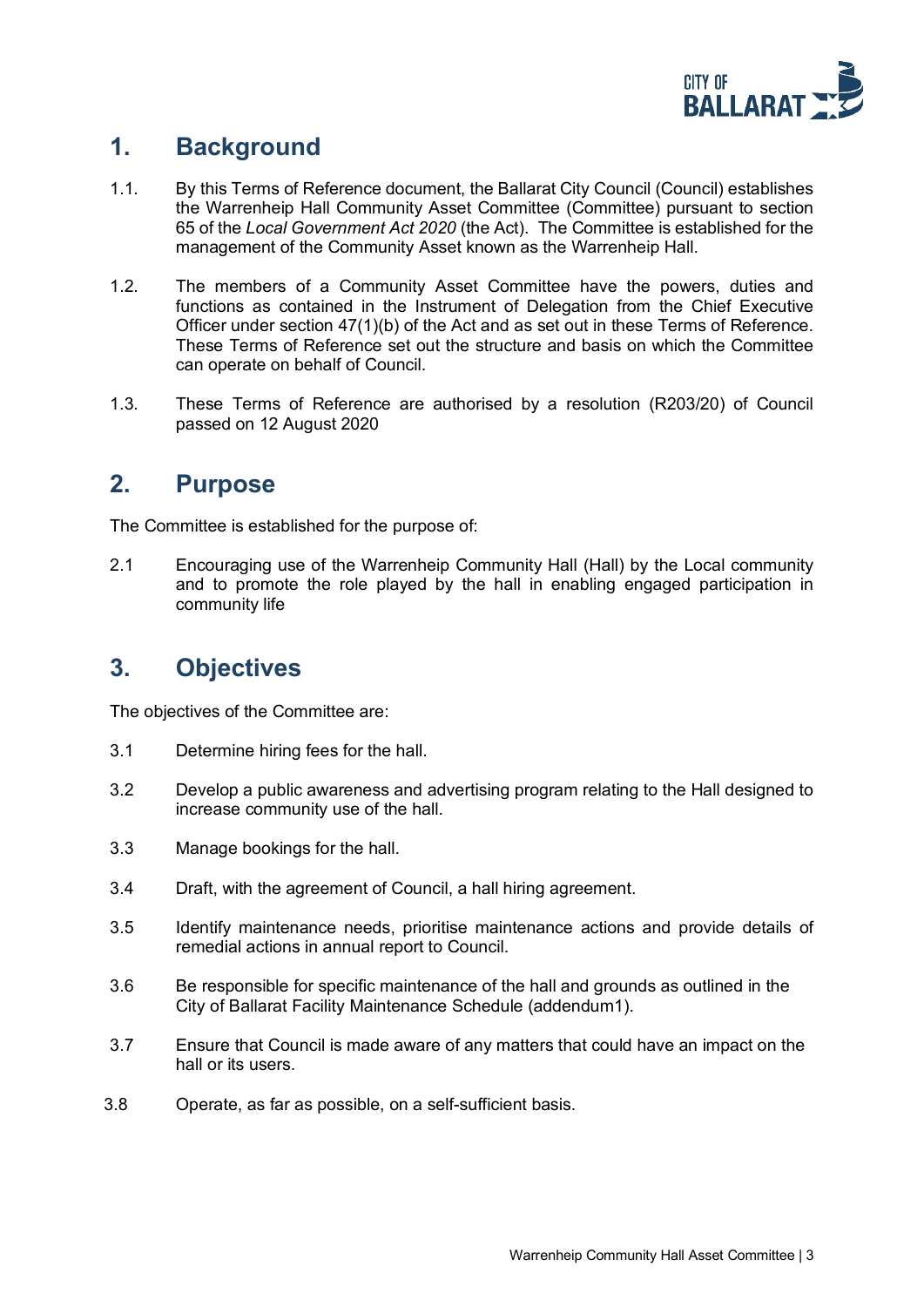## 1. Background

1.1. By this Terms of Reference document, the Ballarat City Council (Council) establishes the Warrenheip Hall Community Asset Committee (Committee) pursuant to section 65 of the *Local Government Act 2020* (the Act). The Committee is established for the management of the Community Asset known as the Warrenheip Hall.

1.2. The members of a Community Asset Committee have the powers, duties and functions as contained in the Instrument of Delegation from the Chief Executive Officer under section 47(1)(b) of the Act and as set out in these Terms of Reference. These Terms of Reference set out the structure and basis on which the Committee can operate on behalf of Council.

1.3. These Terms of Reference are authorised by a resolution (R203/20) of Council passed on 12 August 2020

## 2. Purpose

The Committee is established for the purpose of:

2.1 Encouraging use of the Warrenheip Community Hall (Hall) by the Local community and to promote the role played by the hall in enabling engaged participation in community life

## 3. Objectives

The objectives of the Committee are:

3.1 Determine hiring fees for the hall.

3.2 Develop a public awareness and advertising program relating to the Hall designed to increase community use of the hall.

3.3 Manage bookings for the hall.

3.4 Draft, with the agreement of Council, a hall hiring agreement.

3.5 Identify maintenance needs, prioritise maintenance actions and provide details of remedial actions in annual report to Council.

3.6 Be responsible for specific maintenance of the hall and grounds as outlined in the City of Ballarat Facility Maintenance Schedule (addendum1).

3.7 Ensure that Council is made aware of any matters that could have an impact on the hall or its users.

3.8 Operate, as far as possible, on a self-sufficient basis.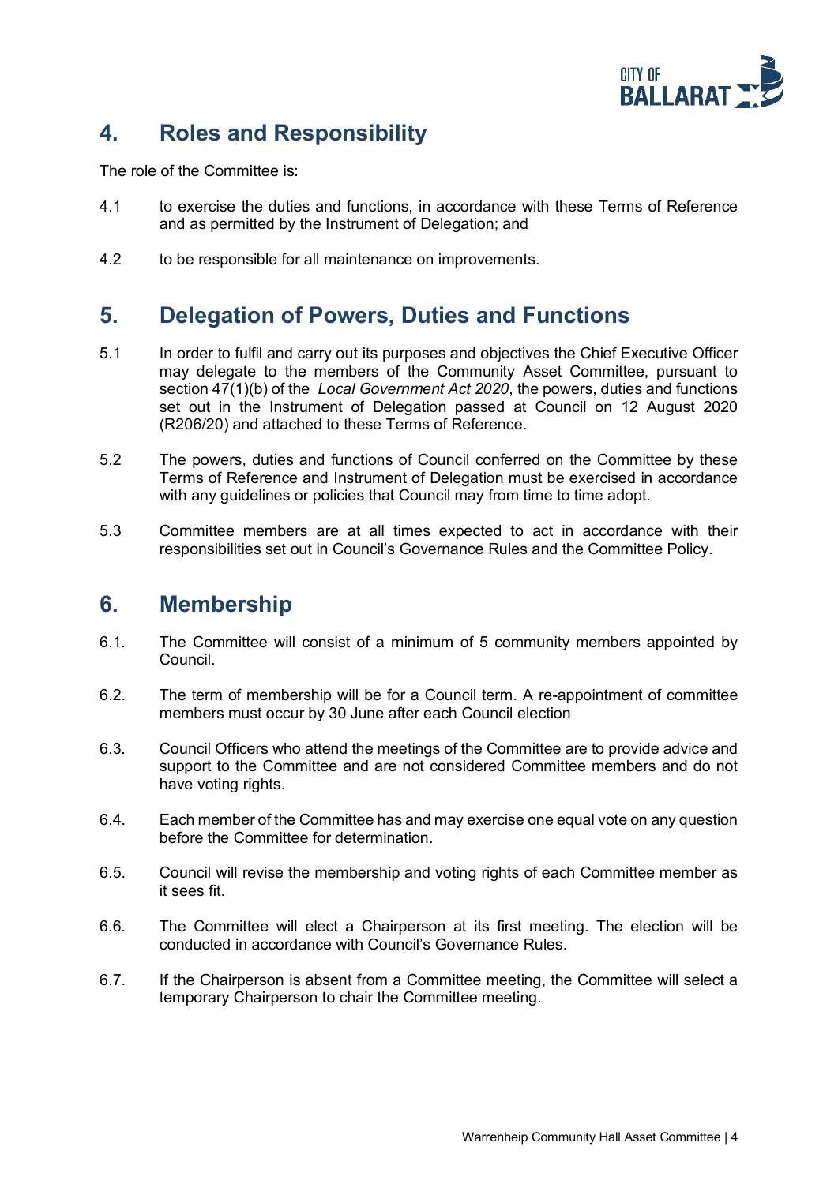## 4. Roles and Responsibility

The role of the Committee is:

4.1 to exercise the duties and functions, in accordance with these Terms of Reference and as permitted by the Instrument of Delegation; and

4.2 to be responsible for all maintenance on improvements.

## 5. Delegation of Powers, Duties and Functions

5.1 In order to fulfil and carry out its purposes and objectives the Chief Executive Officer may delegate to the members of the Community Asset Committee, pursuant to section 47(1)(b) of the *Local Government Act 2020*, the powers, duties and functions set out in the Instrument of Delegation passed at Council on 12 August 2020 (R206/20) and attached to these Terms of Reference.

5.2 The powers, duties and functions of Council conferred on the Committee by these Terms of Reference and Instrument of Delegation must be exercised in accordance with any guidelines or policies that Council may from time to time adopt.

5.3 Committee members are at all times expected to act in accordance with their responsibilities set out in Council's Governance Rules and the Committee Policy.

## 6. Membership

6.1. The Committee will consist of a minimum of 5 community members appointed by Council.

6.2. The term of membership will be for a Council term. A re-appointment of committee members must occur by 30 June after each Council election

6.3. Council Officers who attend the meetings of the Committee are to provide advice and support to the Committee and are not considered Committee members and do not have voting rights.

6.4. Each member of the Committee has and may exercise one equal vote on any question before the Committee for determination.

6.5. Council will revise the membership and voting rights of each Committee member as it sees fit.

6.6. The Committee will elect a Chairperson at its first meeting. The election will be conducted in accordance with Council's Governance Rules.

6.7. If the Chairperson is absent from a Committee meeting, the Committee will select a temporary Chairperson to chair the Committee meeting.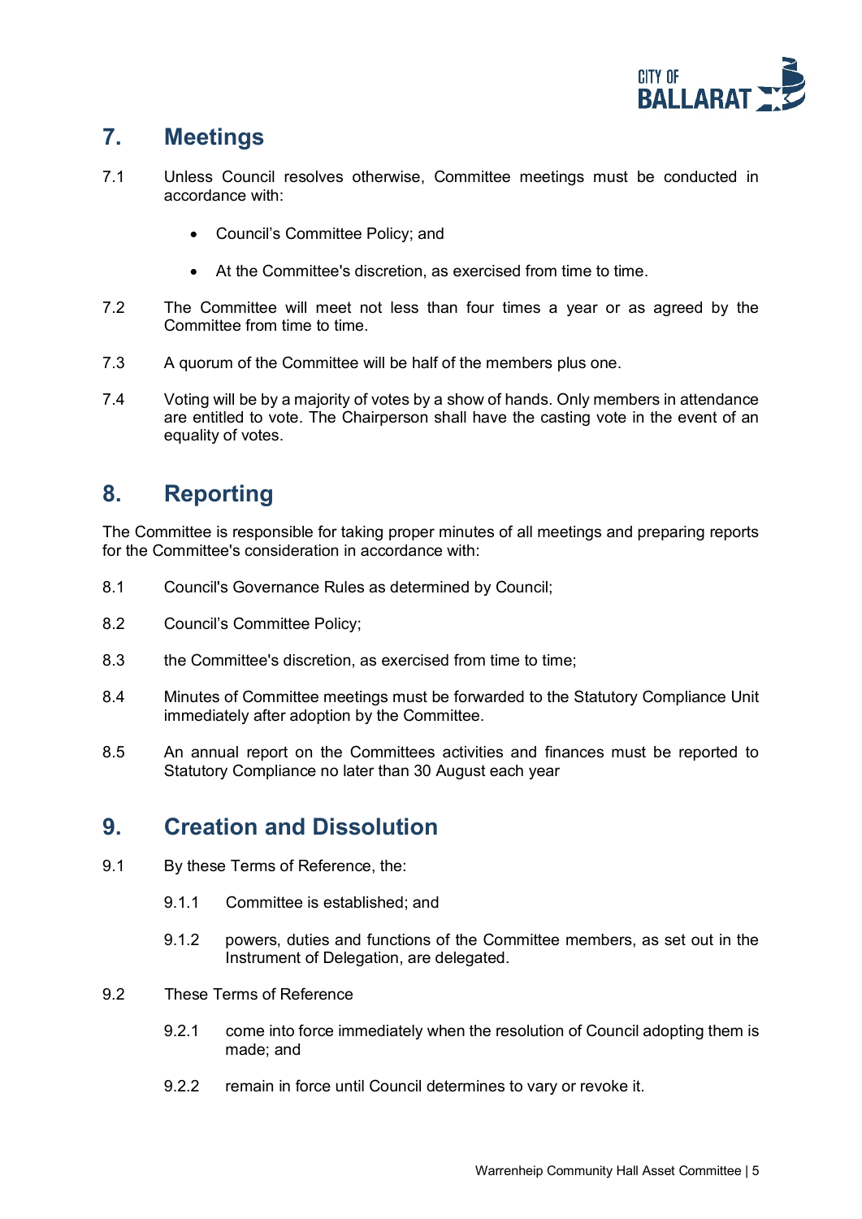## 7. Meetings

7.1 Unless Council resolves otherwise, Committee meetings must be conducted in accordance with:

- Council's Committee Policy; and
- At the Committee's discretion, as exercised from time to time.

7.2 The Committee will meet not less than four times a year or as agreed by the Committee from time to time.

7.3 A quorum of the Committee will be half of the members plus one.

7.4 Voting will be by a majority of votes by a show of hands. Only members in attendance are entitled to vote. The Chairperson shall have the casting vote in the event of an equality of votes.

## 8. Reporting

The Committee is responsible for taking proper minutes of all meetings and preparing reports for the Committee's consideration in accordance with:

8.1 Council's Governance Rules as determined by Council;

8.2 Council's Committee Policy;

8.3 the Committee's discretion, as exercised from time to time;

8.4 Minutes of Committee meetings must be forwarded to the Statutory Compliance Unit immediately after adoption by the Committee.

8.5 An annual report on the Committees activities and finances must be reported to Statutory Compliance no later than 30 August each year

## 9. Creation and Dissolution

9.1 By these Terms of Reference, the:

9.1.1 Committee is established; and

9.1.2 powers, duties and functions of the Committee members, as set out in the Instrument of Delegation, are delegated.

9.2 These Terms of Reference

9.2.1 come into force immediately when the resolution of Council adopting them is made; and

9.2.2 remain in force until Council determines to vary or revoke it.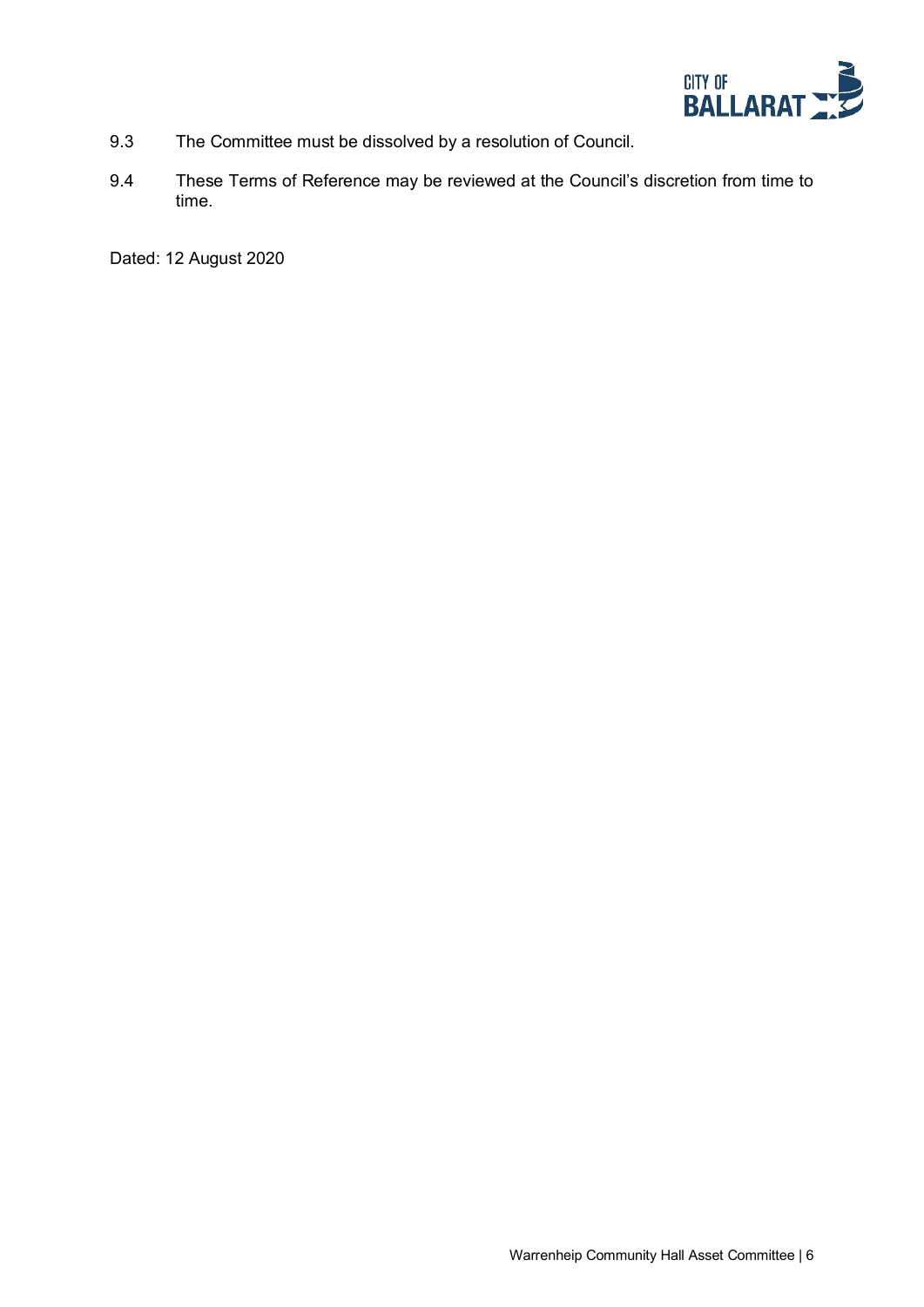9.3 The Committee must be dissolved by a resolution of Council.

9.4 These Terms of Reference may be reviewed at the Council's discretion from time to time.

Dated: 12 August 2020